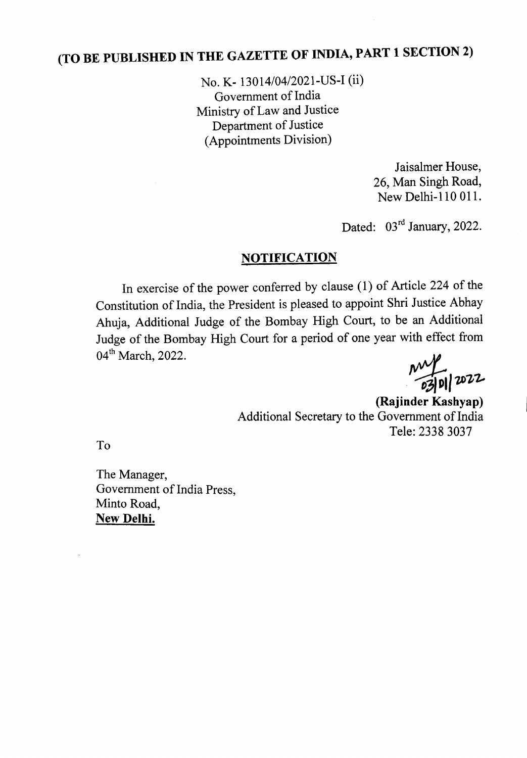# (TO BE PUBLISHED IN THE GAZETTE OF INDIA, PART 1 SECTION 2)

No. K- 13014/04/2021-US-I (ii)
Government of India
Ministry of Law and Justice
Department of Justice
(Appointments Division)

Jaisalmer House,
26, Man Singh Road,
New Delhi-110 011.

Dated: 03rd January, 2022.

## NOTIFICATION

In exercise of the power conferred by clause (1) of Article 224 of the Constitution of India, the President is pleased to appoint Shri Justice Abhay Ahuja, Additional Judge of the Bombay High Court, to be an Additional Judge of the Bombay High Court for a period of one year with effect from 04th March, 2022.

03/01/2022

**(Rajinder Kashyap)**
Additional Secretary to the Government of India
Tele: 2338 3037

To

The Manager,
Government of India Press,
Minto Road,
**New Delhi.**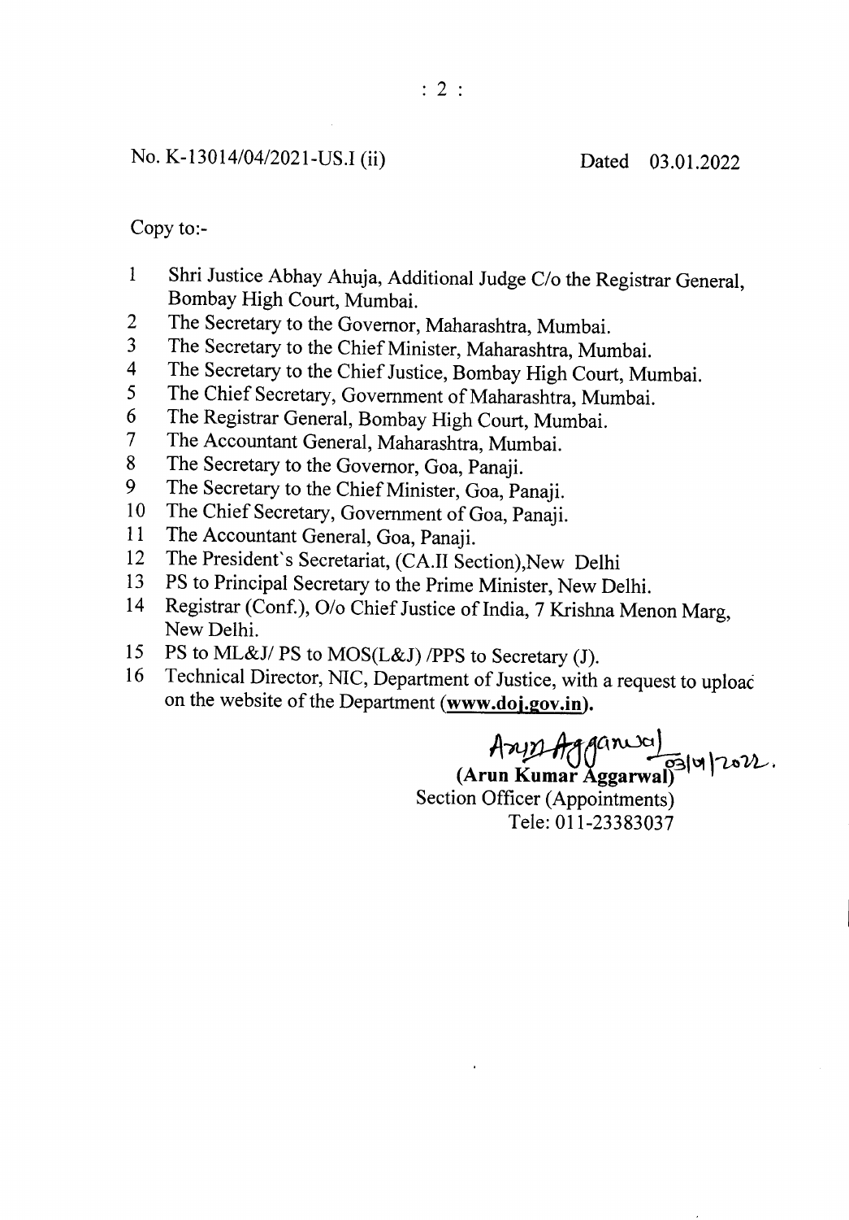No. K-13014/04/2021-US.I (ii) Dated 03.01.2022

Copy to:-

1. Shri Justice Abhay Ahuja, Additional Judge C/o the Registrar General, Bombay High Court, Mumbai.
2. The Secretary to the Governor, Maharashtra, Mumbai.
3. The Secretary to the Chief Minister, Maharashtra, Mumbai.
4. The Secretary to the Chief Justice, Bombay High Court, Mumbai.
5. The Chief Secretary, Government of Maharashtra, Mumbai.
6. The Registrar General, Bombay High Court, Mumbai.
7. The Accountant General, Maharashtra, Mumbai.
8. The Secretary to the Governor, Goa, Panaji.
9. The Secretary to the Chief Minister, Goa, Panaji.
10. The Chief Secretary, Government of Goa, Panaji.
11. The Accountant General, Goa, Panaji.
12. The President`s Secretariat, (CA.II Section),New Delhi
13. PS to Principal Secretary to the Prime Minister, New Delhi.
14. Registrar (Conf.), O/o Chief Justice of India, 7 Krishna Menon Marg, New Delhi.
15. PS to ML&J/ PS to MOS(L&J) /PPS to Secretary (J).
16. Technical Director, NIC, Department of Justice, with a request to upload on the website of the Department (**www.doj.gov.in**).

Arun Aggarwal 03/01/2022.

**(Arun Kumar Aggarwal)**
Section Officer (Appointments)
Tele: 011-23383037